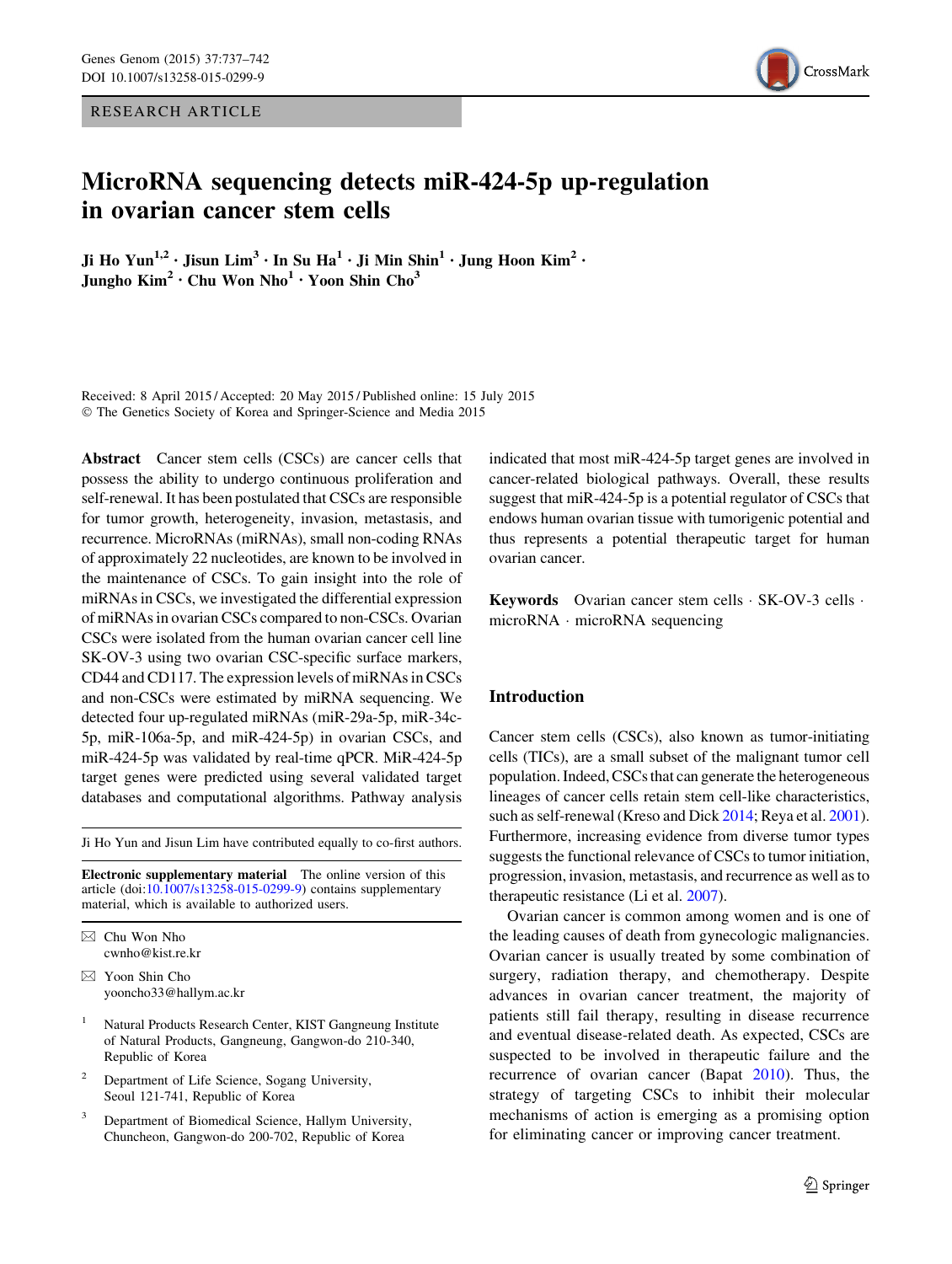RESEARCH ARTICLE

# MicroRNA sequencing detects miR-424-5p up-regulation in ovarian cancer stem cells

**Ji Ho Yun[1,2] · Jisun Lim[3] · In Su Ha[1] · Ji Min Shin[1] · Jung Hoon Kim[2] · Jungho Kim[2] · Chu Won Nho[1] · Yoon Shin Cho[3]**

Received: 8 April 2015 / Accepted: 20 May 2015 / Published online: 15 July 2015
© The Genetics Society of Korea and Springer-Science and Media 2015

**Abstract** Cancer stem cells (CSCs) are cancer cells that possess the ability to undergo continuous proliferation and self-renewal. It has been postulated that CSCs are responsible for tumor growth, heterogeneity, invasion, metastasis, and recurrence. MicroRNAs (miRNAs), small non-coding RNAs of approximately 22 nucleotides, are known to be involved in the maintenance of CSCs. To gain insight into the role of miRNAs in CSCs, we investigated the differential expression of miRNAs in ovarian CSCs compared to non-CSCs. Ovarian CSCs were isolated from the human ovarian cancer cell line SK-OV-3 using two ovarian CSC-specific surface markers, CD44 and CD117. The expression levels of miRNAs in CSCs and non-CSCs were estimated by miRNA sequencing. We detected four up-regulated miRNAs (miR-29a-5p, miR-34c-5p, miR-106a-5p, and miR-424-5p) in ovarian CSCs, and miR-424-5p was validated by real-time qPCR. MiR-424-5p target genes were predicted using several validated target databases and computational algorithms. Pathway analysis indicated that most miR-424-5p target genes are involved in cancer-related biological pathways. Overall, these results suggest that miR-424-5p is a potential regulator of CSCs that endows human ovarian tissue with tumorigenic potential and thus represents a potential therapeutic target for human ovarian cancer.

**Keywords** Ovarian cancer stem cells · SK-OV-3 cells · microRNA · microRNA sequencing

Ji Ho Yun and Jisun Lim have contributed equally to co-first authors.

**Electronic supplementary material** The online version of this article (doi:10.1007/s13258-015-0299-9) contains supplementary material, which is available to authorized users.

✉ Chu Won Nho
cwnho@kist.re.kr

✉ Yoon Shin Cho
yooncho33@hallym.ac.kr

[1] Natural Products Research Center, KIST Gangneung Institute of Natural Products, Gangneung, Gangwon-do 210-340, Republic of Korea

[2] Department of Life Science, Sogang University, Seoul 121-741, Republic of Korea

[3] Department of Biomedical Science, Hallym University, Chuncheon, Gangwon-do 200-702, Republic of Korea

## Introduction

Cancer stem cells (CSCs), also known as tumor-initiating cells (TICs), are a small subset of the malignant tumor cell population. Indeed, CSCs that can generate the heterogeneous lineages of cancer cells retain stem cell-like characteristics, such as self-renewal (Kreso and Dick 2014; Reya et al. 2001). Furthermore, increasing evidence from diverse tumor types suggests the functional relevance of CSCs to tumor initiation, progression, invasion, metastasis, and recurrence as well as to therapeutic resistance (Li et al. 2007).

Ovarian cancer is common among women and is one of the leading causes of death from gynecologic malignancies. Ovarian cancer is usually treated by some combination of surgery, radiation therapy, and chemotherapy. Despite advances in ovarian cancer treatment, the majority of patients still fail therapy, resulting in disease recurrence and eventual disease-related death. As expected, CSCs are suspected to be involved in therapeutic failure and the recurrence of ovarian cancer (Bapat 2010). Thus, the strategy of targeting CSCs to inhibit their molecular mechanisms of action is emerging as a promising option for eliminating cancer or improving cancer treatment.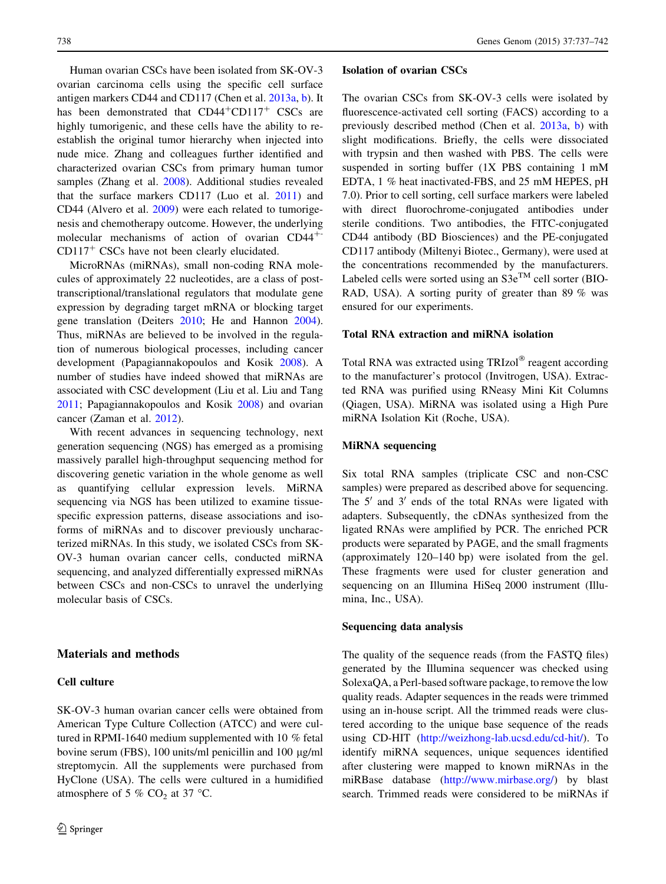Human ovarian CSCs have been isolated from SK-OV-3 ovarian carcinoma cells using the specific cell surface antigen markers CD44 and CD117 (Chen et al. 2013a, b). It has been demonstrated that $CD44^{+}CD117^{+}$ CSCs are highly tumorigenic, and these cells have the ability to re-establish the original tumor hierarchy when injected into nude mice. Zhang and colleagues further identified and characterized ovarian CSCs from primary human tumor samples (Zhang et al. 2008). Additional studies revealed that the surface markers CD117 (Luo et al. 2011) and CD44 (Alvero et al. 2009) were each related to tumorigenesis and chemotherapy outcome. However, the underlying molecular mechanisms of action of ovarian $CD44^{+-}CD117^{+}$ CSCs have not been clearly elucidated.

MicroRNAs (miRNAs), small non-coding RNA molecules of approximately 22 nucleotides, are a class of post-transcriptional/translational regulators that modulate gene expression by degrading target mRNA or blocking target gene translation (Deiters 2010; He and Hannon 2004). Thus, miRNAs are believed to be involved in the regulation of numerous biological processes, including cancer development (Papagiannakopoulos and Kosik 2008). A number of studies have indeed showed that miRNAs are associated with CSC development (Liu et al. Liu and Tang 2011; Papagiannakopoulos and Kosik 2008) and ovarian cancer (Zaman et al. 2012).

With recent advances in sequencing technology, next generation sequencing (NGS) has emerged as a promising massively parallel high-throughput sequencing method for discovering genetic variation in the whole genome as well as quantifying cellular expression levels. MiRNA sequencing via NGS has been utilized to examine tissue-specific expression patterns, disease associations and isoforms of miRNAs and to discover previously uncharacterized miRNAs. In this study, we isolated CSCs from SK-OV-3 human ovarian cancer cells, conducted miRNA sequencing, and analyzed differentially expressed miRNAs between CSCs and non-CSCs to unravel the underlying molecular basis of CSCs.

## Materials and methods

### Cell culture

SK-OV-3 human ovarian cancer cells were obtained from American Type Culture Collection (ATCC) and were cultured in RPMI-1640 medium supplemented with 10 % fetal bovine serum (FBS), 100 units/ml penicillin and 100 µg/ml streptomycin. All the supplements were purchased from HyClone (USA). The cells were cultured in a humidified atmosphere of 5 % $CO_2$ at 37 °C.

### Isolation of ovarian CSCs

The ovarian CSCs from SK-OV-3 cells were isolated by fluorescence-activated cell sorting (FACS) according to a previously described method (Chen et al. 2013a, b) with slight modifications. Briefly, the cells were dissociated with trypsin and then washed with PBS. The cells were suspended in sorting buffer (1X PBS containing 1 mM EDTA, 1 % heat inactivated-FBS, and 25 mM HEPES, pH 7.0). Prior to cell sorting, cell surface markers were labeled with direct fluorochrome-conjugated antibodies under sterile conditions. Two antibodies, the FITC-conjugated CD44 antibody (BD Biosciences) and the PE-conjugated CD117 antibody (Miltenyi Biotec., Germany), were used at the concentrations recommended by the manufacturers. Labeled cells were sorted using an S3e™ cell sorter (BIO-RAD, USA). A sorting purity of greater than 89 % was ensured for our experiments.

### Total RNA extraction and miRNA isolation

Total RNA was extracted using TRIzol® reagent according to the manufacturer's protocol (Invitrogen, USA). Extracted RNA was purified using RNeasy Mini Kit Columns (Qiagen, USA). MiRNA was isolated using a High Pure miRNA Isolation Kit (Roche, USA).

### MiRNA sequencing

Six total RNA samples (triplicate CSC and non-CSC samples) were prepared as described above for sequencing. The 5′ and 3′ ends of the total RNAs were ligated with adapters. Subsequently, the cDNAs synthesized from the ligated RNAs were amplified by PCR. The enriched PCR products were separated by PAGE, and the small fragments (approximately 120–140 bp) were isolated from the gel. These fragments were used for cluster generation and sequencing on an Illumina HiSeq 2000 instrument (Illumina, Inc., USA).

### Sequencing data analysis

The quality of the sequence reads (from the FASTQ files) generated by the Illumina sequencer was checked using SolexaQA, a Perl-based software package, to remove the low quality reads. Adapter sequences in the reads were trimmed using an in-house script. All the trimmed reads were clustered according to the unique base sequence of the reads using CD-HIT (http://weizhong-lab.ucsd.edu/cd-hit/). To identify miRNA sequences, unique sequences identified after clustering were mapped to known miRNAs in the miRBase database (http://www.mirbase.org/) by blast search. Trimmed reads were considered to be miRNAs if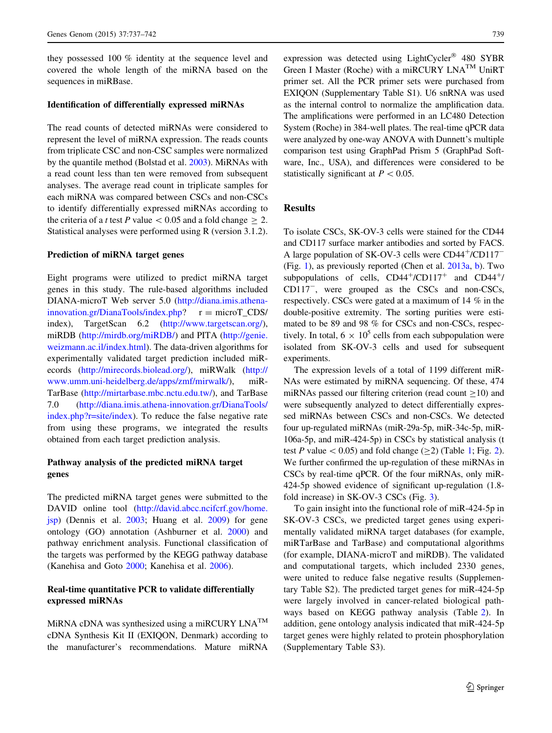they possessed 100 % identity at the sequence level and covered the whole length of the miRNA based on the sequences in miRBase.

### Identification of differentially expressed miRNAs

The read counts of detected miRNAs were considered to represent the level of miRNA expression. The reads counts from triplicate CSC and non-CSC samples were normalized by the quantile method (Bolstad et al. 2003). MiRNAs with a read count less than ten were removed from subsequent analyses. The average read count in triplicate samples for each miRNA was compared between CSCs and non-CSCs to identify differentially expressed miRNAs according to the criteria of a *t* test $P$ value $< 0.05$ and a fold change $\geq 2$. Statistical analyses were performed using R (version 3.1.2).

### Prediction of miRNA target genes

Eight programs were utilized to predict miRNA target genes in this study. The rule-based algorithms included DIANA-microT Web server 5.0 (http://diana.imis.athena-innovation.gr/DianaTools/index.php? r = microT_CDS/index), TargetScan 6.2 (http://www.targetscan.org/), miRDB (http://mirdb.org/miRDB/) and PITA (http://genie.weizmann.ac.il/index.html). The data-driven algorithms for experimentally validated target prediction included miRecords (http://mirecords.biolead.org/), miRWalk (http://www.umm.uni-heidelberg.de/apps/zmf/mirwalk/), miRTarBase (http://mirtarbase.mbc.nctu.edu.tw/), and TarBase 7.0 (http://diana.imis.athena-innovation.gr/DianaTools/index.php?r=site/index). To reduce the false negative rate from using these programs, we integrated the results obtained from each target prediction analysis.

### Pathway analysis of the predicted miRNA target genes

The predicted miRNA target genes were submitted to the DAVID online tool (http://david.abcc.ncifcrf.gov/home.jsp) (Dennis et al. 2003; Huang et al. 2009) for gene ontology (GO) annotation (Ashburner et al. 2000) and pathway enrichment analysis. Functional classification of the targets was performed by the KEGG pathway database (Kanehisa and Goto 2000; Kanehisa et al. 2006).

### Real-time quantitative PCR to validate differentially expressed miRNAs

MiRNA cDNA was synthesized using a miRCURY LNA™ cDNA Synthesis Kit II (EXIQON, Denmark) according to the manufacturer's recommendations. Mature miRNA expression was detected using LightCycler® 480 SYBR Green I Master (Roche) with a miRCURY LNA™ UniRT primer set. All the PCR primer sets were purchased from EXIQON (Supplementary Table S1). U6 snRNA was used as the internal control to normalize the amplification data. The amplifications were performed in an LC480 Detection System (Roche) in 384-well plates. The real-time qPCR data were analyzed by one-way ANOVA with Dunnett's multiple comparison test using GraphPad Prism 5 (GraphPad Software, Inc., USA), and differences were considered to be statistically significant at $P < 0.05$.

## Results

To isolate CSCs, SK-OV-3 cells were stained for the CD44 and CD117 surface marker antibodies and sorted by FACS. A large population of SK-OV-3 cells were $CD44^{+}/CD117^{-}$ (Fig. 1), as previously reported (Chen et al. 2013a, b). Two subpopulations of cells, $CD44^{+}/CD117^{+}$ and $CD44^{+}/CD117^{-}$, were grouped as the CSCs and non-CSCs, respectively. CSCs were gated at a maximum of 14 % in the double-positive extremity. The sorting purities were estimated to be 89 and 98 % for CSCs and non-CSCs, respectively. In total, $6 \times 10^{5}$ cells from each subpopulation were isolated from SK-OV-3 cells and used for subsequent experiments.

The expression levels of a total of 1199 different miRNAs were estimated by miRNA sequencing. Of these, 474 miRNAs passed our filtering criterion (read count $\geq$10) and were subsequently analyzed to detect differentially expressed miRNAs between CSCs and non-CSCs. We detected four up-regulated miRNAs (miR-29a-5p, miR-34c-5p, miR-106a-5p, and miR-424-5p) in CSCs by statistical analysis (*t* test $P$ value $< 0.05$) and fold change ($\geq$2) (Table 1; Fig. 2). We further confirmed the up-regulation of these miRNAs in CSCs by real-time qPCR. Of the four miRNAs, only miR-424-5p showed evidence of significant up-regulation (1.8-fold increase) in SK-OV-3 CSCs (Fig. 3).

To gain insight into the functional role of miR-424-5p in SK-OV-3 CSCs, we predicted target genes using experimentally validated miRNA target databases (for example, miRTarBase and TarBase) and computational algorithms (for example, DIANA-microT and miRDB). The validated and computational targets, which included 2330 genes, were united to reduce false negative results (Supplementary Table S2). The predicted target genes for miR-424-5p were largely involved in cancer-related biological pathways based on KEGG pathway analysis (Table 2). In addition, gene ontology analysis indicated that miR-424-5p target genes were highly related to protein phosphorylation (Supplementary Table S3).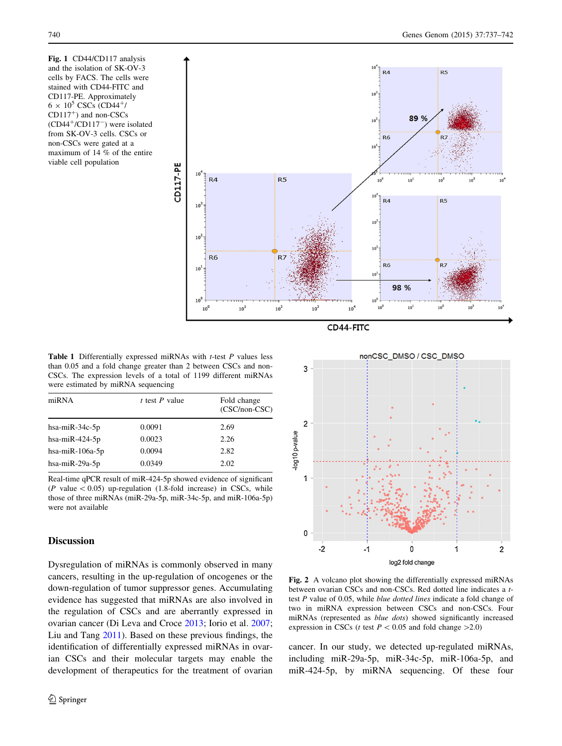**Fig. 1** CD44/CD117 analysis and the isolation of SK-OV-3 cells by FACS. The cells were stained with CD44-FITC and CD117-PE. Approximately $6 \times 10^5$ CSCs ($CD44^+/CD117^+$) and non-CSCs ($CD44^+/CD117^-$) were isolated from SK-OV-3 cells. CSCs or non-CSCs were gated at a maximum of 14 % of the entire viable cell population

**Table 1** Differentially expressed miRNAs with *t*-test *P* values less than 0.05 and a fold change greater than 2 between CSCs and non-CSCs. The expression levels of a total of 1199 different miRNAs were estimated by miRNA sequencing

| miRNA | *t* test *P* value | Fold change (CSC/non-CSC) |
|---|---|---|
| hsa-miR-34c-5p | 0.0091 | 2.69 |
| hsa-miR-424-5p | 0.0023 | 2.26 |
| hsa-miR-106a-5p | 0.0094 | 2.82 |
| hsa-miR-29a-5p | 0.0349 | 2.02 |

Real-time qPCR result of miR-424-5p showed evidence of significant (*P* value $< 0.05$) up-regulation (1.8-fold increase) in CSCs, while those of three miRNAs (miR-29a-5p, miR-34c-5p, and miR-106a-5p) were not available

**Fig. 2** A volcano plot showing the differentially expressed miRNAs between ovarian CSCs and non-CSCs. Red dotted line indicates a *t*-test *P* value of 0.05, while *blue dotted lines* indicate a fold change of two in miRNA expression between CSCs and non-CSCs. Four miRNAs (represented as *blue dots*) showed significantly increased expression in CSCs (*t* test $P < 0.05$ and fold change $>2.0$)

## Discussion

Dysregulation of miRNAs is commonly observed in many cancers, resulting in the up-regulation of oncogenes or the down-regulation of tumor suppressor genes. Accumulating evidence has suggested that miRNAs are also involved in the regulation of CSCs and are aberrantly expressed in ovarian cancer (Di Leva and Croce 2013; Iorio et al. 2007; Liu and Tang 2011). Based on these previous findings, the identification of differentially expressed miRNAs in ovarian CSCs and their molecular targets may enable the development of therapeutics for the treatment of ovarian cancer. In our study, we detected up-regulated miRNAs, including miR-29a-5p, miR-34c-5p, miR-106a-5p, and miR-424-5p, by miRNA sequencing. Of these four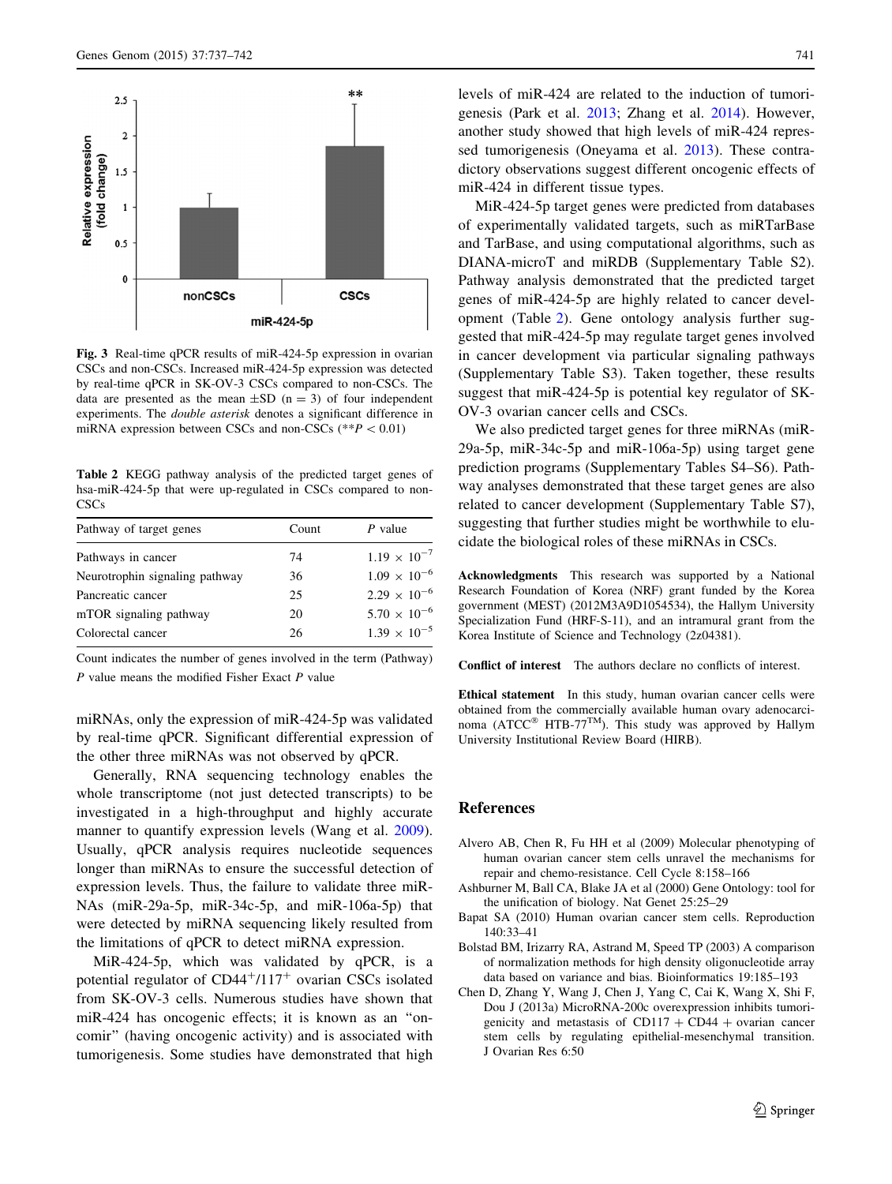**Fig. 3** Real-time qPCR results of miR-424-5p expression in ovarian CSCs and non-CSCs. Increased miR-424-5p expression was detected by real-time qPCR in SK-OV-3 CSCs compared to non-CSCs. The data are presented as the mean ±SD ($n = 3$) of four independent experiments. The *double asterisk* denotes a significant difference in miRNA expression between CSCs and non-CSCs (**$P < 0.01$)

**Table 2** KEGG pathway analysis of the predicted target genes of hsa-miR-424-5p that were up-regulated in CSCs compared to non-CSCs

| Pathway of target genes | Count | *P* value |
|---|---|---|
| Pathways in cancer | 74 | $1.19 \times 10^{-7}$ |
| Neurotrophin signaling pathway | 36 | $1.09 \times 10^{-6}$ |
| Pancreatic cancer | 25 | $2.29 \times 10^{-6}$ |
| mTOR signaling pathway | 20 | $5.70 \times 10^{-6}$ |
| Colorectal cancer | 26 | $1.39 \times 10^{-5}$ |

Count indicates the number of genes involved in the term (Pathway)
*P* value means the modified Fisher Exact *P* value

miRNAs, only the expression of miR-424-5p was validated by real-time qPCR. Significant differential expression of the other three miRNAs was not observed by qPCR.

Generally, RNA sequencing technology enables the whole transcriptome (not just detected transcripts) to be investigated in a high-throughput and highly accurate manner to quantify expression levels (Wang et al. 2009). Usually, qPCR analysis requires nucleotide sequences longer than miRNAs to ensure the successful detection of expression levels. Thus, the failure to validate three miRNAs (miR-29a-5p, miR-34c-5p, and miR-106a-5p) that were detected by miRNA sequencing likely resulted from the limitations of qPCR to detect miRNA expression.

MiR-424-5p, which was validated by qPCR, is a potential regulator of $CD44^{+}/117^{+}$ ovarian CSCs isolated from SK-OV-3 cells. Numerous studies have shown that miR-424 has oncogenic effects; it is known as an "oncomir" (having oncogenic activity) and is associated with tumorigenesis. Some studies have demonstrated that high levels of miR-424 are related to the induction of tumorigenesis (Park et al. 2013; Zhang et al. 2014). However, another study showed that high levels of miR-424 repressed tumorigenesis (Oneyama et al. 2013). These contradictory observations suggest different oncogenic effects of miR-424 in different tissue types.

MiR-424-5p target genes were predicted from databases of experimentally validated targets, such as miRTarBase and TarBase, and using computational algorithms, such as DIANA-microT and miRDB (Supplementary Table S2). Pathway analysis demonstrated that the predicted target genes of miR-424-5p are highly related to cancer development (Table 2). Gene ontology analysis further suggested that miR-424-5p may regulate target genes involved in cancer development via particular signaling pathways (Supplementary Table S3). Taken together, these results suggest that miR-424-5p is potential key regulator of SK-OV-3 ovarian cancer cells and CSCs.

We also predicted target genes for three miRNAs (miR-29a-5p, miR-34c-5p and miR-106a-5p) using target gene prediction programs (Supplementary Tables S4–S6). Pathway analyses demonstrated that these target genes are also related to cancer development (Supplementary Table S7), suggesting that further studies might be worthwhile to elucidate the biological roles of these miRNAs in CSCs.

**Acknowledgments** This research was supported by a National Research Foundation of Korea (NRF) grant funded by the Korea government (MEST) (2012M3A9D1054534), the Hallym University Specialization Fund (HRF-S-11), and an intramural grant from the Korea Institute of Science and Technology (2z04381).

**Conflict of interest** The authors declare no conflicts of interest.

**Ethical statement** In this study, human ovarian cancer cells were obtained from the commercially available human ovary adenocarcinoma (ATCC® HTB-77™). This study was approved by Hallym University Institutional Review Board (HIRB).

## References

Alvero AB, Chen R, Fu HH et al (2009) Molecular phenotyping of human ovarian cancer stem cells unravel the mechanisms for repair and chemo-resistance. Cell Cycle 8:158–166

Ashburner M, Ball CA, Blake JA et al (2000) Gene Ontology: tool for the unification of biology. Nat Genet 25:25–29

Bapat SA (2010) Human ovarian cancer stem cells. Reproduction 140:33–41

Bolstad BM, Irizarry RA, Astrand M, Speed TP (2003) A comparison of normalization methods for high density oligonucleotide array data based on variance and bias. Bioinformatics 19:185–193

Chen D, Zhang Y, Wang J, Chen J, Yang C, Cai K, Wang X, Shi F, Dou J (2013a) MicroRNA-200c overexpression inhibits tumorigenicity and metastasis of CD117 + CD44 + ovarian cancer stem cells by regulating epithelial-mesenchymal transition. J Ovarian Res 6:50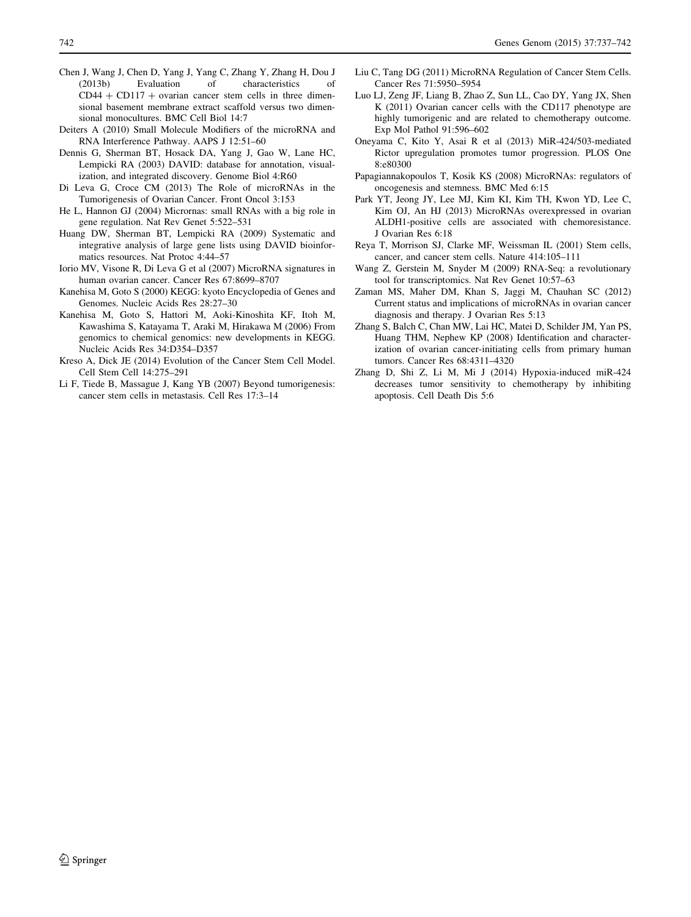Chen J, Wang J, Chen D, Yang J, Yang C, Zhang Y, Zhang H, Dou J (2013b) Evaluation of characteristics of CD44 + CD117 + ovarian cancer stem cells in three dimensional basement membrane extract scaffold versus two dimensional monocultures. BMC Cell Biol 14:7

Deiters A (2010) Small Molecule Modifiers of the microRNA and RNA Interference Pathway. AAPS J 12:51–60

Dennis G, Sherman BT, Hosack DA, Yang J, Gao W, Lane HC, Lempicki RA (2003) DAVID: database for annotation, visualization, and integrated discovery. Genome Biol 4:R60

Di Leva G, Croce CM (2013) The Role of microRNAs in the Tumorigenesis of Ovarian Cancer. Front Oncol 3:153

He L, Hannon GJ (2004) Micrornas: small RNAs with a big role in gene regulation. Nat Rev Genet 5:522–531

Huang DW, Sherman BT, Lempicki RA (2009) Systematic and integrative analysis of large gene lists using DAVID bioinformatics resources. Nat Protoc 4:44–57

Iorio MV, Visone R, Di Leva G et al (2007) MicroRNA signatures in human ovarian cancer. Cancer Res 67:8699–8707

Kanehisa M, Goto S (2000) KEGG: kyoto Encyclopedia of Genes and Genomes. Nucleic Acids Res 28:27–30

Kanehisa M, Goto S, Hattori M, Aoki-Kinoshita KF, Itoh M, Kawashima S, Katayama T, Araki M, Hirakawa M (2006) From genomics to chemical genomics: new developments in KEGG. Nucleic Acids Res 34:D354–D357

Kreso A, Dick JE (2014) Evolution of the Cancer Stem Cell Model. Cell Stem Cell 14:275–291

Li F, Tiede B, Massague J, Kang YB (2007) Beyond tumorigenesis: cancer stem cells in metastasis. Cell Res 17:3–14

Liu C, Tang DG (2011) MicroRNA Regulation of Cancer Stem Cells. Cancer Res 71:5950–5954

Luo LJ, Zeng JF, Liang B, Zhao Z, Sun LL, Cao DY, Yang JX, Shen K (2011) Ovarian cancer cells with the CD117 phenotype are highly tumorigenic and are related to chemotherapy outcome. Exp Mol Pathol 91:596–602

Oneyama C, Kito Y, Asai R et al (2013) MiR-424/503-mediated Rictor upregulation promotes tumor progression. PLOS One 8:e80300

Papagiannakopoulos T, Kosik KS (2008) MicroRNAs: regulators of oncogenesis and stemness. BMC Med 6:15

Park YT, Jeong JY, Lee MJ, Kim KI, Kim TH, Kwon YD, Lee C, Kim OJ, An HJ (2013) MicroRNAs overexpressed in ovarian ALDH1-positive cells are associated with chemoresistance. J Ovarian Res 6:18

Reya T, Morrison SJ, Clarke MF, Weissman IL (2001) Stem cells, cancer, and cancer stem cells. Nature 414:105–111

Wang Z, Gerstein M, Snyder M (2009) RNA-Seq: a revolutionary tool for transcriptomics. Nat Rev Genet 10:57–63

Zaman MS, Maher DM, Khan S, Jaggi M, Chauhan SC (2012) Current status and implications of microRNAs in ovarian cancer diagnosis and therapy. J Ovarian Res 5:13

Zhang S, Balch C, Chan MW, Lai HC, Matei D, Schilder JM, Yan PS, Huang THM, Nephew KP (2008) Identification and characterization of ovarian cancer-initiating cells from primary human tumors. Cancer Res 68:4311–4320

Zhang D, Shi Z, Li M, Mi J (2014) Hypoxia-induced miR-424 decreases tumor sensitivity to chemotherapy by inhibiting apoptosis. Cell Death Dis 5:6